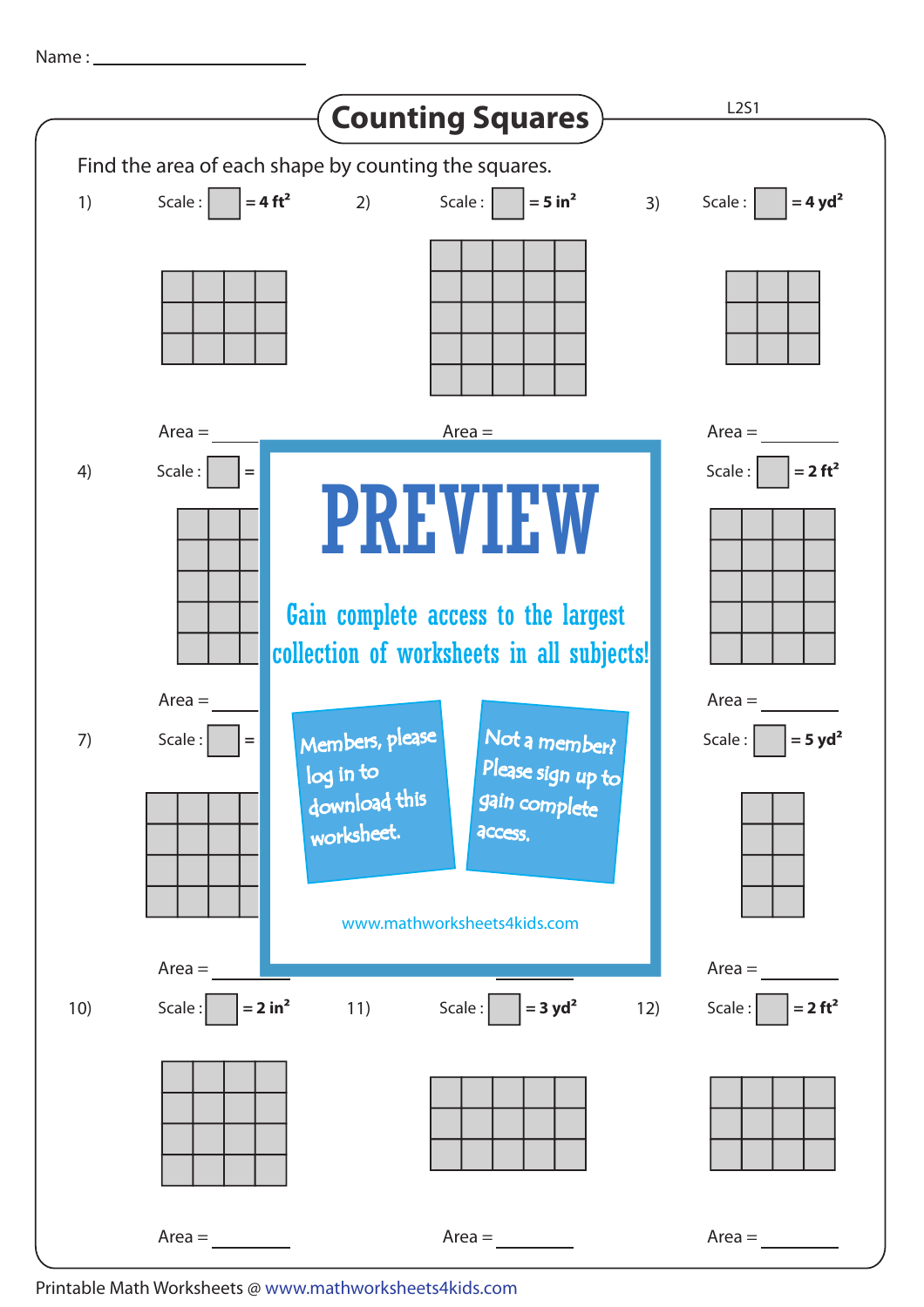Name : ____________________

# Counting Squares

L2S1

Find the area of each shape by counting the squares.

1) Scale : ☐ = 4 $ft^2$

Area = ________

2) Scale : ☐ = 5 $in^2$

Area =

3) Scale : ☐ = 4 $yd^2$

Area = ________

4) Scale : ☐ =

Area = ________

Scale : ☐ = 2 $ft^2$

Area = ________

7) Scale : ☐ =

Area = ________

Scale : ☐ = 5 $yd^2$

Area = ________

**PREVIEW**

Gain complete access to the largest collection of worksheets in all subjects!

Members, please log in to download this worksheet.

Not a member? Please sign up to gain complete access.

www.mathworksheets4kids.com

10) Scale : ☐ = 2 $in^2$

Area = ________

11) Scale : ☐ = 3 $yd^2$

Area = ________

12) Scale : ☐ = 2 $ft^2$

Area = ________

Printable Math Worksheets @ www.mathworksheets4kids.com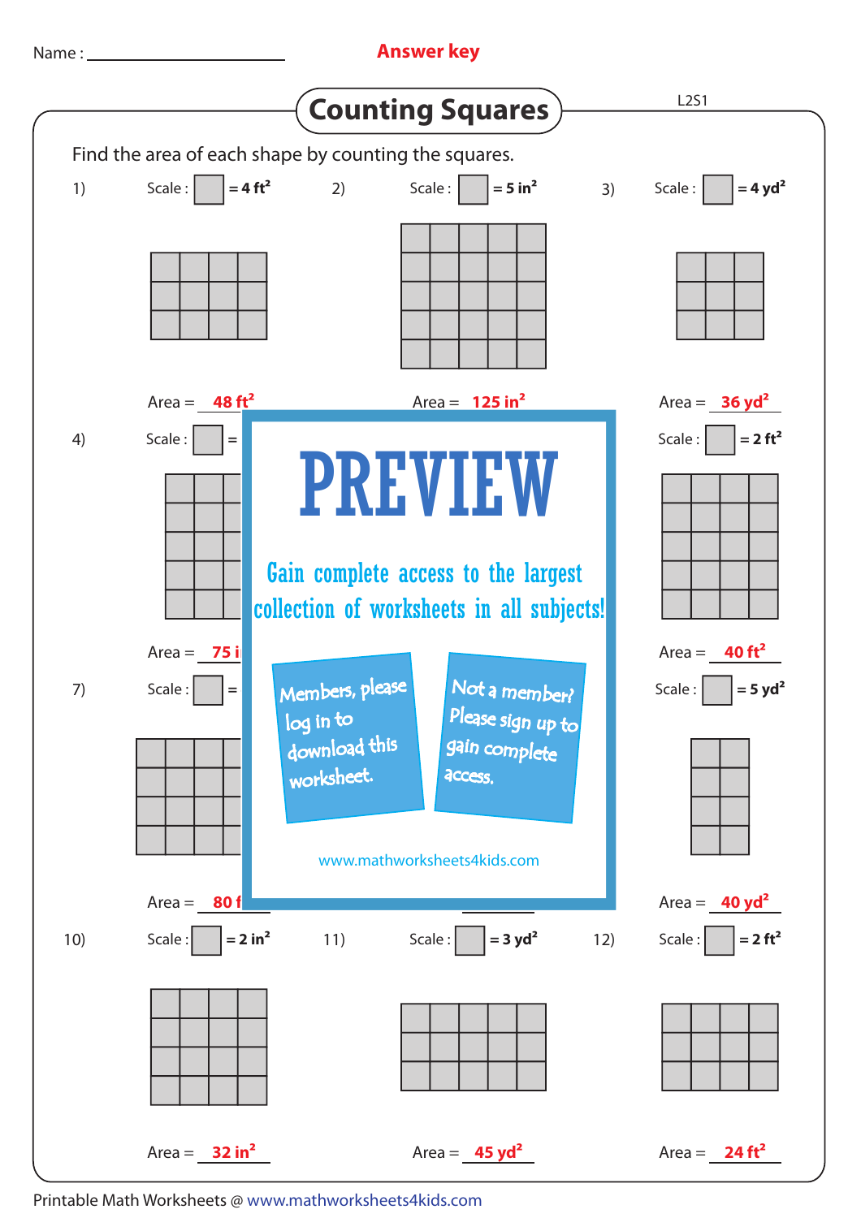Name : ________________________

**Answer key**

L2S1

# Counting Squares

Find the area of each shape by counting the squares.

1) Scale : ☐ = 4 ft²

Area = **48 ft²**

2) Scale : ☐ = 5 in²

Area = **125 in²**

3) Scale : ☐ = 4 yd²

Area = **36 yd²**

4) Scale : ☐ =

Area = **75 i**

Scale : ☐ = 2 ft²

Area = **40 ft²**

7) Scale : ☐ =

Area = **80 f**

Scale : ☐ = 5 yd²

Area = **40 yd²**

**PREVIEW**

Gain complete access to the largest collection of worksheets in all subjects!

Members, please log in to download this worksheet.

Not a member? Please sign up to gain complete access.

www.mathworksheets4kids.com

10) Scale : ☐ = 2 in²

Area = **32 in²**

11) Scale : ☐ = 3 yd²

Area = **45 yd²**

12) Scale : ☐ = 2 ft²

Area = **24 ft²**

Printable Math Worksheets @ www.mathworksheets4kids.com